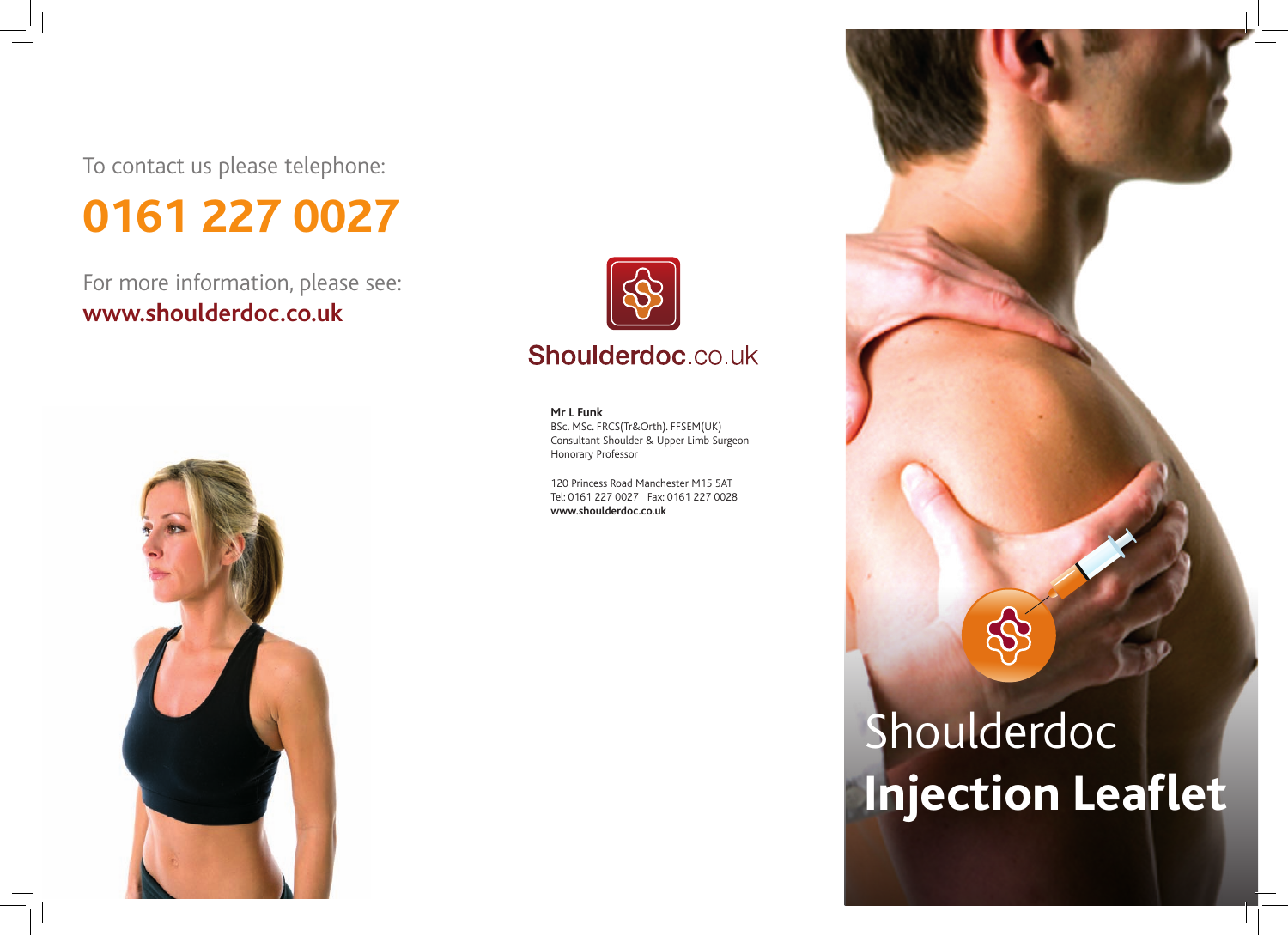To contact us please telephone:

## 0161 227 0027

For more information, please see:
**www.shouldderdoc.co.uk**

Shoulderdoc.co.uk

**Mr L Funk**
BSc. MSc. FRCS(Tr&Orth). FFSEM(UK)
Consultant Shoulder & Upper Limb Surgeon
Honorary Professor

120 Princess Road Manchester M15 5AT
Tel: 0161 227 0027 Fax: 0161 227 0028
**www.shoulderdoc.co.uk**

# Shoulderdoc **Injection Leaflet**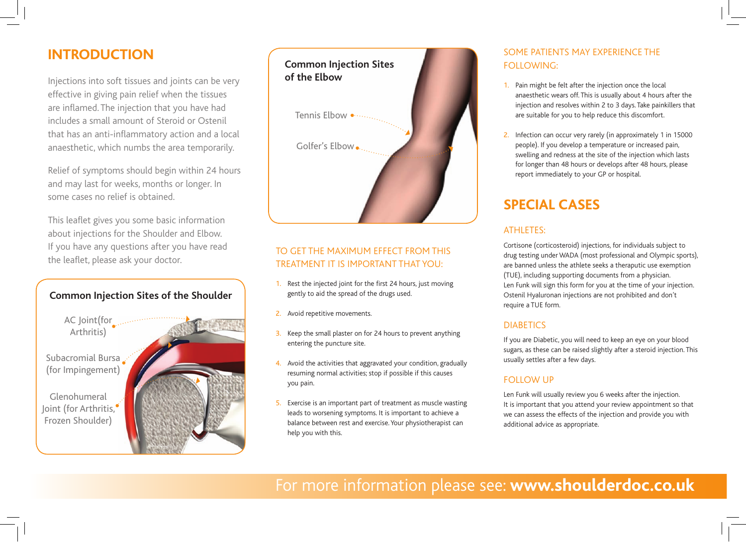## INTRODUCTION

Injections into soft tissues and joints can be very effective in giving pain relief when the tissues are inflamed. The injection that you have had includes a small amount of Steroid or Ostenil that has an anti-inflammatory action and a local anaesthetic, which numbs the area temporarily.

Relief of symptoms should begin within 24 hours and may last for weeks, months or longer. In some cases no relief is obtained.

This leaflet gives you some basic information about injections for the Shoulder and Elbow. If you have any questions after you have read the leaflet, please ask your doctor.

**Common Injection Sites of the Shoulder**

AC Joint(for Arthritis)

Subacromial Bursa (for Impingement)

Glenohumeral Joint (for Arthritis, Frozen Shoulder)

**Common Injection Sites of the Elbow**

Tennis Elbow

Golfer's Elbow

### TO GET THE MAXIMUM EFFECT FROM THIS TREATMENT IT IS IMPORTANT THAT YOU:

1. Rest the injected joint for the first 24 hours, just moving gently to aid the spread of the drugs used.
2. Avoid repetitive movements.
3. Keep the small plaster on for 24 hours to prevent anything entering the puncture site.
4. Avoid the activities that aggravated your condition, gradually resuming normal activities; stop if possible if this causes you pain.
5. Exercise is an important part of treatment as muscle wasting leads to worsening symptoms. It is important to achieve a balance between rest and exercise. Your physiotherapist can help you with this.

### SOME PATIENTS MAY EXPERIENCE THE FOLLOWING:

1. Pain might be felt after the injection once the local anaesthetic wears off. This is usually about 4 hours after the injection and resolves within 2 to 3 days. Take painkillers that are suitable for you to help reduce this discomfort.
2. Infection can occur very rarely (in approximately 1 in 15000 people). If you develop a temperature or increased pain, swelling and redness at the site of the injection which lasts for longer than 48 hours or develops after 48 hours, please report immediately to your GP or hospital.

## SPECIAL CASES

### ATHLETES:

Cortisone (corticosteroid) injections, for individuals subject to drug testing under WADA (most professional and Olympic sports), are banned unless the athlete seeks a theraputic use exemption (TUE), including supporting documents from a physician. Len Funk will sign this form for you at the time of your injection. Ostenil Hyaluronan injections are not prohibited and don't require a TUE form.

### DIABETICS

If you are Diabetic, you will need to keep an eye on your blood sugars, as these can be raised slightly after a steroid injection. This usually settles after a few days.

### FOLLOW UP

Len Funk will usually review you 6 weeks after the injection. It is important that you attend your review appointment so that we can assess the effects of the injection and provide you with additional advice as appropriate.

For more information please see: **www.shoulderdoc.co.uk**